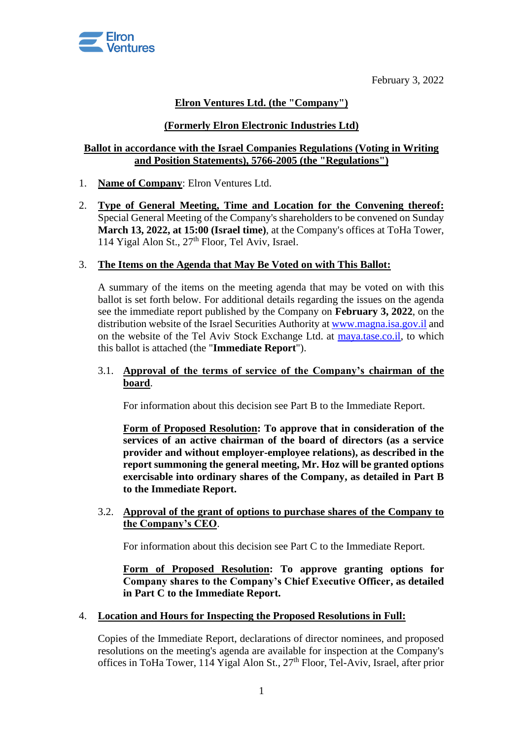February 3, 2022

**Elron Ventures Ltd. (the "Company")**

**(Formerly Elron Electronic Industries Ltd)**

**Ballot in accordance with the Israel Companies Regulations (Voting in Writing and Position Statements), 5766-2005 (the "Regulations")**

1. **Name of Company**: Elron Ventures Ltd.

2. **Type of General Meeting, Time and Location for the Convening thereof:** Special General Meeting of the Company's shareholders to be convened on Sunday **March 13, 2022, at 15:00 (Israel time)**, at the Company's offices at ToHa Tower, 114 Yigal Alon St., 27th Floor, Tel Aviv, Israel.

3. **The Items on the Agenda that May Be Voted on with This Ballot:**

   A summary of the items on the meeting agenda that may be voted on with this ballot is set forth below. For additional details regarding the issues on the agenda see the immediate report published by the Company on **February 3, 2022**, on the distribution website of the Israel Securities Authority at www.magna.isa.gov.il and on the website of the Tel Aviv Stock Exchange Ltd. at maya.tase.co.il, to which this ballot is attached (the "**Immediate Report**").

   3.1. **Approval of the terms of service of the Company's chairman of the board**.

   For information about this decision see Part B to the Immediate Report.

   **Form of Proposed Resolution: To approve that in consideration of the services of an active chairman of the board of directors (as a service provider and without employer-employee relations), as described in the report summoning the general meeting, Mr. Hoz will be granted options exercisable into ordinary shares of the Company, as detailed in Part B to the Immediate Report.**

   3.2. **Approval of the grant of options to purchase shares of the Company to the Company's CEO**.

   For information about this decision see Part C to the Immediate Report.

   **Form of Proposed Resolution: To approve granting options for Company shares to the Company's Chief Executive Officer, as detailed in Part C to the Immediate Report.**

4. **Location and Hours for Inspecting the Proposed Resolutions in Full:**

   Copies of the Immediate Report, declarations of director nominees, and proposed resolutions on the meeting's agenda are available for inspection at the Company's offices in ToHa Tower, 114 Yigal Alon St., 27th Floor, Tel-Aviv, Israel, after prior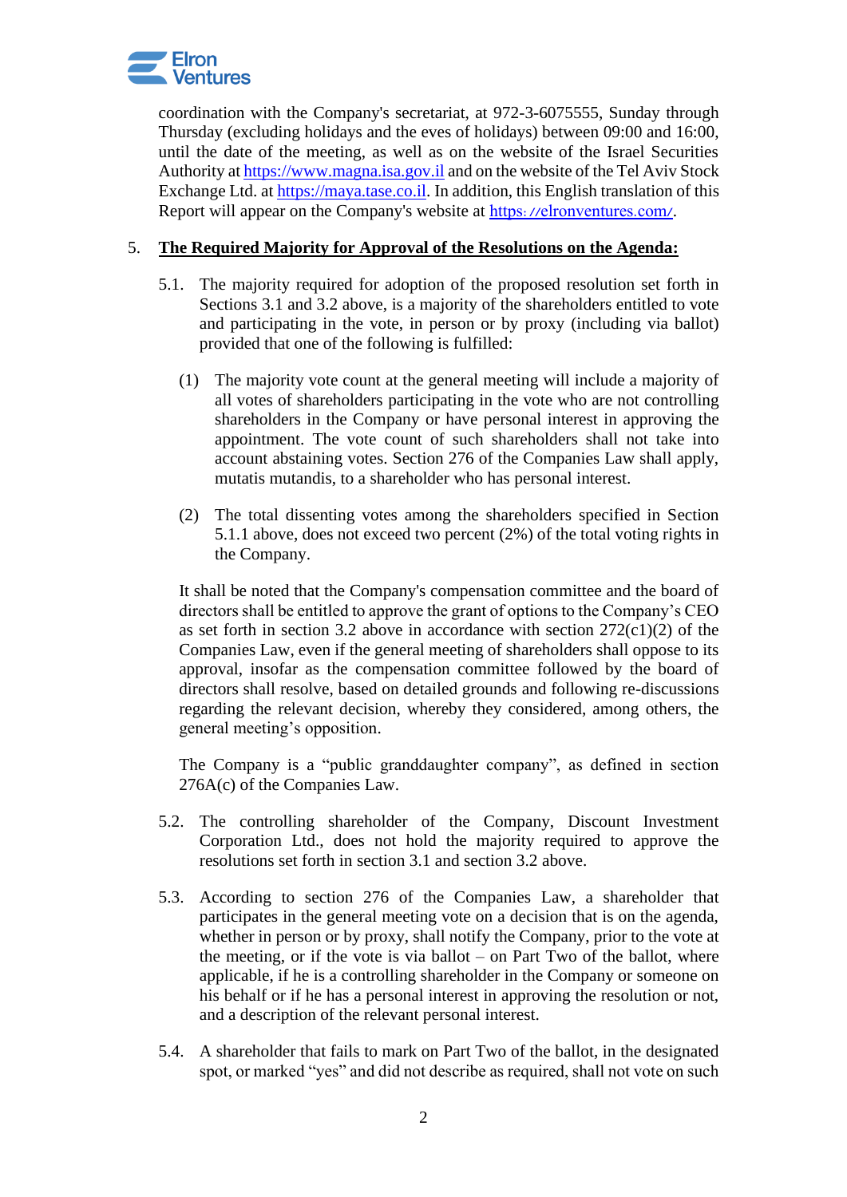coordination with the Company's secretariat, at 972-3-6075555, Sunday through Thursday (excluding holidays and the eves of holidays) between 09:00 and 16:00, until the date of the meeting, as well as on the website of the Israel Securities Authority at https://www.magna.isa.gov.il and on the website of the Tel Aviv Stock Exchange Ltd. at https://maya.tase.co.il. In addition, this English translation of this Report will appear on the Company's website at https://elronventures.com/.

5. **<u>The Required Majority for Approval of the Resolutions on the Agenda:</u>**

5.1. The majority required for adoption of the proposed resolution set forth in Sections 3.1 and 3.2 above, is a majority of the shareholders entitled to vote and participating in the vote, in person or by proxy (including via ballot) provided that one of the following is fulfilled:

(1) The majority vote count at the general meeting will include a majority of all votes of shareholders participating in the vote who are not controlling shareholders in the Company or have personal interest in approving the appointment. The vote count of such shareholders shall not take into account abstaining votes. Section 276 of the Companies Law shall apply, mutatis mutandis, to a shareholder who has personal interest.

(2) The total dissenting votes among the shareholders specified in Section 5.1.1 above, does not exceed two percent (2%) of the total voting rights in the Company.

It shall be noted that the Company's compensation committee and the board of directors shall be entitled to approve the grant of options to the Company's CEO as set forth in section 3.2 above in accordance with section 272(c1)(2) of the Companies Law, even if the general meeting of shareholders shall oppose to its approval, insofar as the compensation committee followed by the board of directors shall resolve, based on detailed grounds and following re-discussions regarding the relevant decision, whereby they considered, among others, the general meeting's opposition.

The Company is a "public granddaughter company", as defined in section 276A(c) of the Companies Law.

5.2. The controlling shareholder of the Company, Discount Investment Corporation Ltd., does not hold the majority required to approve the resolutions set forth in section 3.1 and section 3.2 above.

5.3. According to section 276 of the Companies Law, a shareholder that participates in the general meeting vote on a decision that is on the agenda, whether in person or by proxy, shall notify the Company, prior to the vote at the meeting, or if the vote is via ballot – on Part Two of the ballot, where applicable, if he is a controlling shareholder in the Company or someone on his behalf or if he has a personal interest in approving the resolution or not, and a description of the relevant personal interest.

5.4. A shareholder that fails to mark on Part Two of the ballot, in the designated spot, or marked "yes" and did not describe as required, shall not vote on such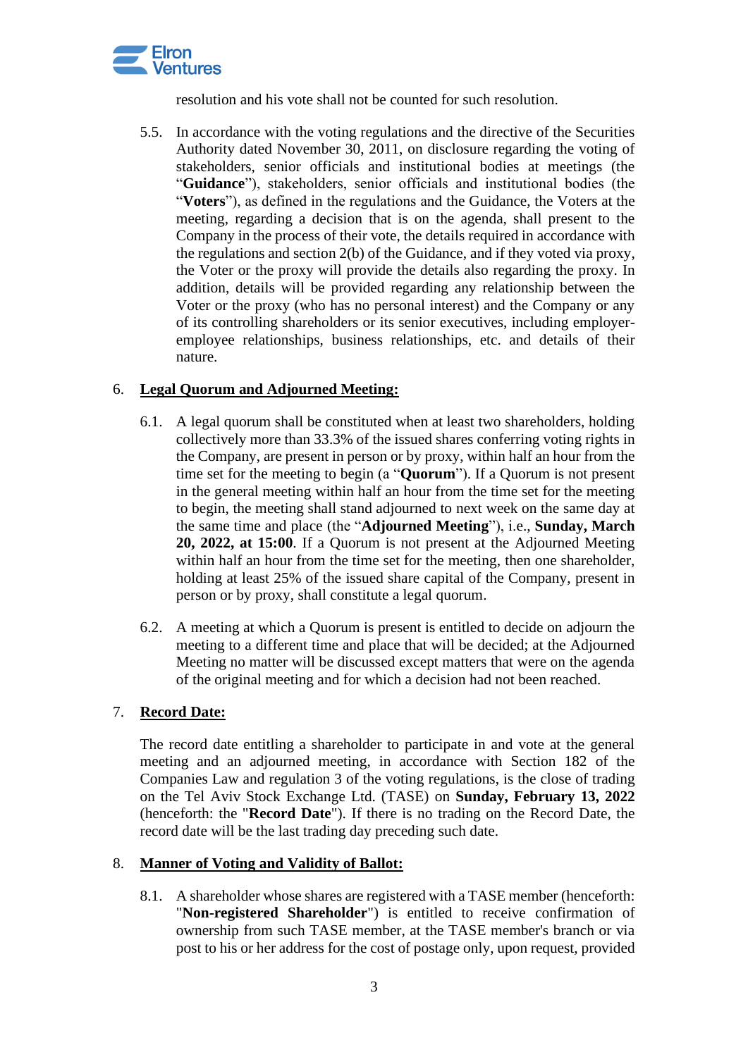resolution and his vote shall not be counted for such resolution.

5.5. In accordance with the voting regulations and the directive of the Securities Authority dated November 30, 2011, on disclosure regarding the voting of stakeholders, senior officials and institutional bodies at meetings (the "**Guidance**"), stakeholders, senior officials and institutional bodies (the "**Voters**"), as defined in the regulations and the Guidance, the Voters at the meeting, regarding a decision that is on the agenda, shall present to the Company in the process of their vote, the details required in accordance with the regulations and section 2(b) of the Guidance, and if they voted via proxy, the Voter or the proxy will provide the details also regarding the proxy. In addition, details will be provided regarding any relationship between the Voter or the proxy (who has no personal interest) and the Company or any of its controlling shareholders or its senior executives, including employer-employee relationships, business relationships, etc. and details of their nature.

6. **Legal Quorum and Adjourned Meeting:**

6.1. A legal quorum shall be constituted when at least two shareholders, holding collectively more than 33.3% of the issued shares conferring voting rights in the Company, are present in person or by proxy, within half an hour from the time set for the meeting to begin (a "**Quorum**"). If a Quorum is not present in the general meeting within half an hour from the time set for the meeting to begin, the meeting shall stand adjourned to next week on the same day at the same time and place (the "**Adjourned Meeting**"), i.e., **Sunday, March 20, 2022, at 15:00**. If a Quorum is not present at the Adjourned Meeting within half an hour from the time set for the meeting, then one shareholder, holding at least 25% of the issued share capital of the Company, present in person or by proxy, shall constitute a legal quorum.

6.2. A meeting at which a Quorum is present is entitled to decide on adjourn the meeting to a different time and place that will be decided; at the Adjourned Meeting no matter will be discussed except matters that were on the agenda of the original meeting and for which a decision had not been reached.

7. **Record Date:**

The record date entitling a shareholder to participate in and vote at the general meeting and an adjourned meeting, in accordance with Section 182 of the Companies Law and regulation 3 of the voting regulations, is the close of trading on the Tel Aviv Stock Exchange Ltd. (TASE) on **Sunday, February 13, 2022** (henceforth: the "**Record Date**"). If there is no trading on the Record Date, the record date will be the last trading day preceding such date.

8. **Manner of Voting and Validity of Ballot:**

8.1. A shareholder whose shares are registered with a TASE member (henceforth: "**Non-registered Shareholder**") is entitled to receive confirmation of ownership from such TASE member, at the TASE member's branch or via post to his or her address for the cost of postage only, upon request, provided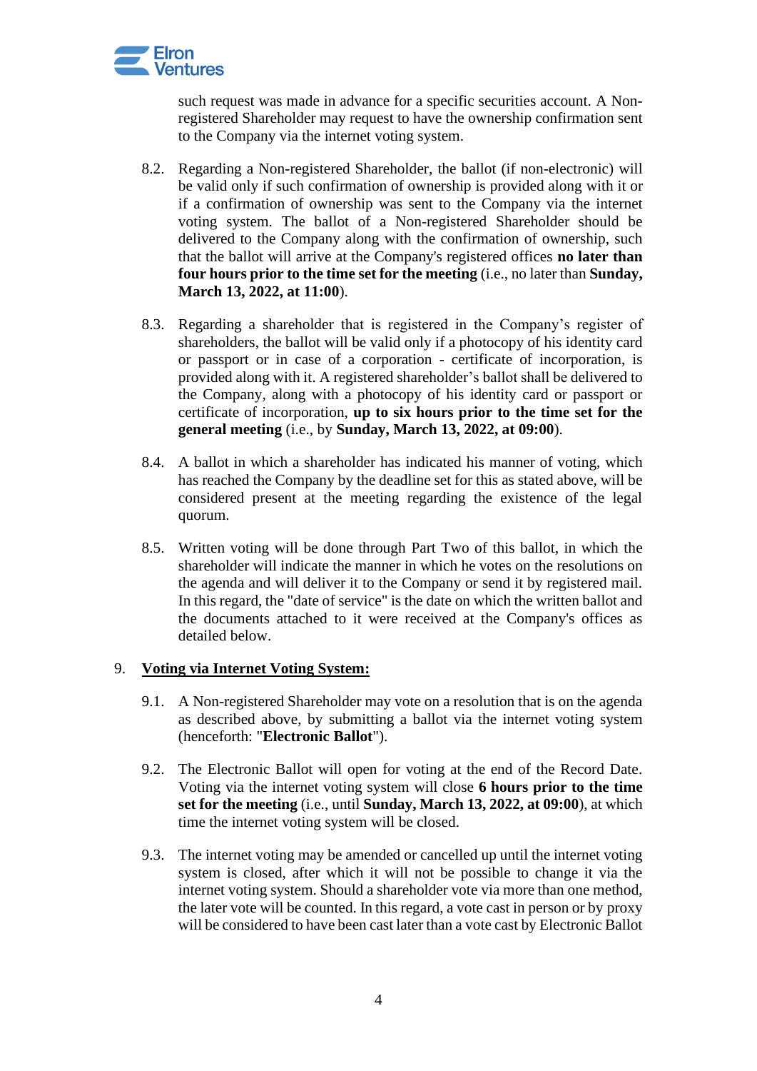such request was made in advance for a specific securities account. A Non-registered Shareholder may request to have the ownership confirmation sent to the Company via the internet voting system.

8.2. Regarding a Non-registered Shareholder, the ballot (if non-electronic) will be valid only if such confirmation of ownership is provided along with it or if a confirmation of ownership was sent to the Company via the internet voting system. The ballot of a Non-registered Shareholder should be delivered to the Company along with the confirmation of ownership, such that the ballot will arrive at the Company's registered offices **no later than four hours prior to the time set for the meeting** (i.e., no later than **Sunday, March 13, 2022, at 11:00**).

8.3. Regarding a shareholder that is registered in the Company's register of shareholders, the ballot will be valid only if a photocopy of his identity card or passport or in case of a corporation - certificate of incorporation, is provided along with it. A registered shareholder's ballot shall be delivered to the Company, along with a photocopy of his identity card or passport or certificate of incorporation, **up to six hours prior to the time set for the general meeting** (i.e., by **Sunday, March 13, 2022, at 09:00**).

8.4. A ballot in which a shareholder has indicated his manner of voting, which has reached the Company by the deadline set for this as stated above, will be considered present at the meeting regarding the existence of the legal quorum.

8.5. Written voting will be done through Part Two of this ballot, in which the shareholder will indicate the manner in which he votes on the resolutions on the agenda and will deliver it to the Company or send it by registered mail. In this regard, the "date of service" is the date on which the written ballot and the documents attached to it were received at the Company's offices as detailed below.

9. **<u>Voting via Internet Voting System:</u>**

9.1. A Non-registered Shareholder may vote on a resolution that is on the agenda as described above, by submitting a ballot via the internet voting system (henceforth: "**Electronic Ballot**").

9.2. The Electronic Ballot will open for voting at the end of the Record Date. Voting via the internet voting system will close **6 hours prior to the time set for the meeting** (i.e., until **Sunday, March 13, 2022, at 09:00**), at which time the internet voting system will be closed.

9.3. The internet voting may be amended or cancelled up until the internet voting system is closed, after which it will not be possible to change it via the internet voting system. Should a shareholder vote via more than one method, the later vote will be counted. In this regard, a vote cast in person or by proxy will be considered to have been cast later than a vote cast by Electronic Ballot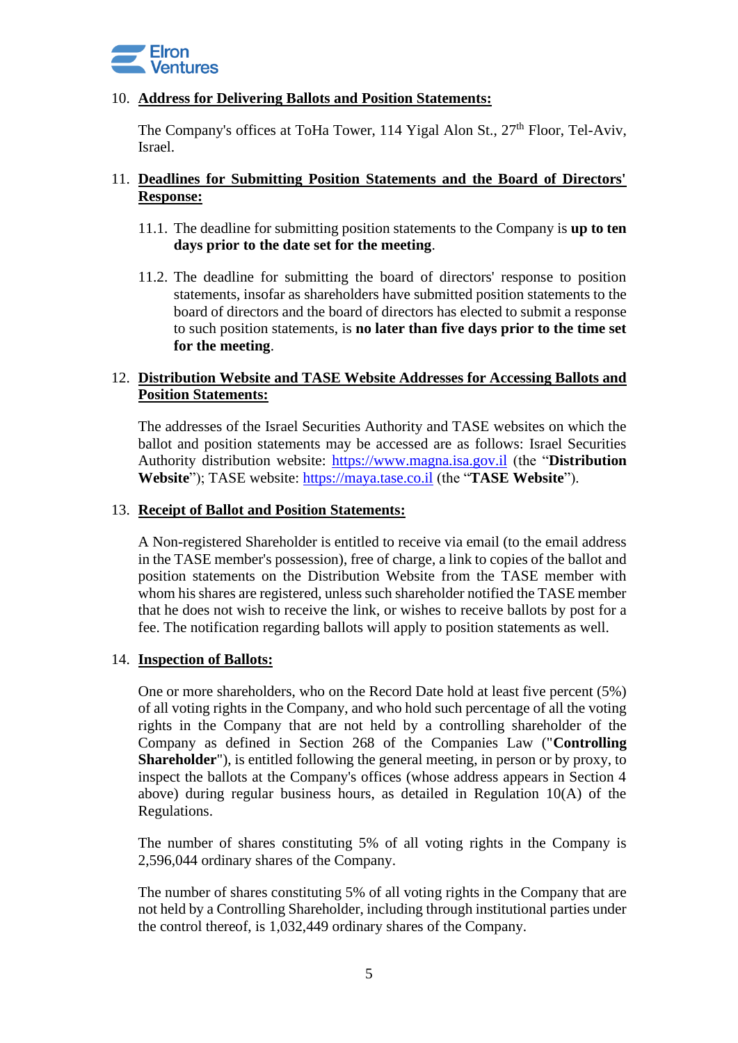10. **Address for Delivering Ballots and Position Statements:**

    The Company's offices at ToHa Tower, 114 Yigal Alon St., 27th Floor, Tel-Aviv, Israel.

11. **Deadlines for Submitting Position Statements and the Board of Directors' Response:**

    11.1. The deadline for submitting position statements to the Company is **up to ten days prior to the date set for the meeting**.

    11.2. The deadline for submitting the board of directors' response to position statements, insofar as shareholders have submitted position statements to the board of directors and the board of directors has elected to submit a response to such position statements, is **no later than five days prior to the time set for the meeting**.

12. **Distribution Website and TASE Website Addresses for Accessing Ballots and Position Statements:**

    The addresses of the Israel Securities Authority and TASE websites on which the ballot and position statements may be accessed are as follows: Israel Securities Authority distribution website: https://www.magna.isa.gov.il (the "**Distribution Website**"); TASE website: https://maya.tase.co.il (the "**TASE Website**").

13. **Receipt of Ballot and Position Statements:**

    A Non-registered Shareholder is entitled to receive via email (to the email address in the TASE member's possession), free of charge, a link to copies of the ballot and position statements on the Distribution Website from the TASE member with whom his shares are registered, unless such shareholder notified the TASE member that he does not wish to receive the link, or wishes to receive ballots by post for a fee. The notification regarding ballots will apply to position statements as well.

14. **Inspection of Ballots:**

    One or more shareholders, who on the Record Date hold at least five percent (5%) of all voting rights in the Company, and who hold such percentage of all the voting rights in the Company that are not held by a controlling shareholder of the Company as defined in Section 268 of the Companies Law ("**Controlling Shareholder**"), is entitled following the general meeting, in person or by proxy, to inspect the ballots at the Company's offices (whose address appears in Section 4 above) during regular business hours, as detailed in Regulation 10(A) of the Regulations.

    The number of shares constituting 5% of all voting rights in the Company is 2,596,044 ordinary shares of the Company.

    The number of shares constituting 5% of all voting rights in the Company that are not held by a Controlling Shareholder, including through institutional parties under the control thereof, is 1,032,449 ordinary shares of the Company.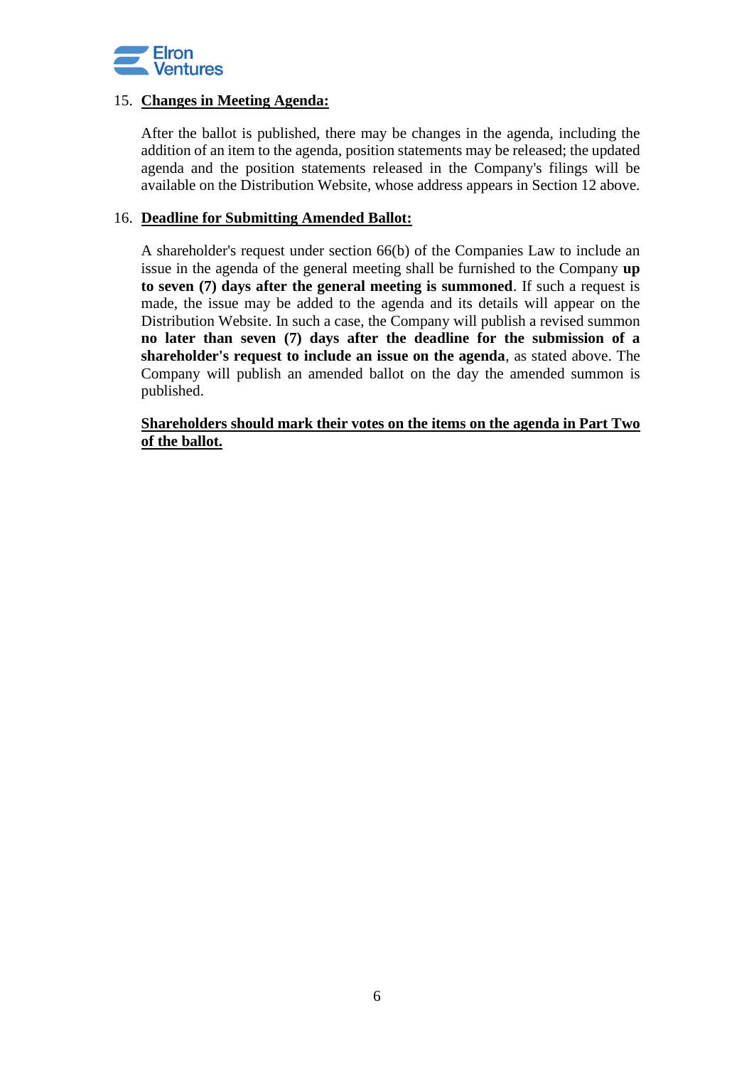15. **Changes in Meeting Agenda:**

    After the ballot is published, there may be changes in the agenda, including the addition of an item to the agenda, position statements may be released; the updated agenda and the position statements released in the Company's filings will be available on the Distribution Website, whose address appears in Section 12 above.

16. **Deadline for Submitting Amended Ballot:**

    A shareholder's request under section 66(b) of the Companies Law to include an issue in the agenda of the general meeting shall be furnished to the Company **up to seven (7) days after the general meeting is summoned**. If such a request is made, the issue may be added to the agenda and its details will appear on the Distribution Website. In such a case, the Company will publish a revised summon **no later than seven (7) days after the deadline for the submission of a shareholder's request to include an issue on the agenda**, as stated above. The Company will publish an amended ballot on the day the amended summon is published.

    **Shareholders should mark their votes on the items on the agenda in Part Two of the ballot.**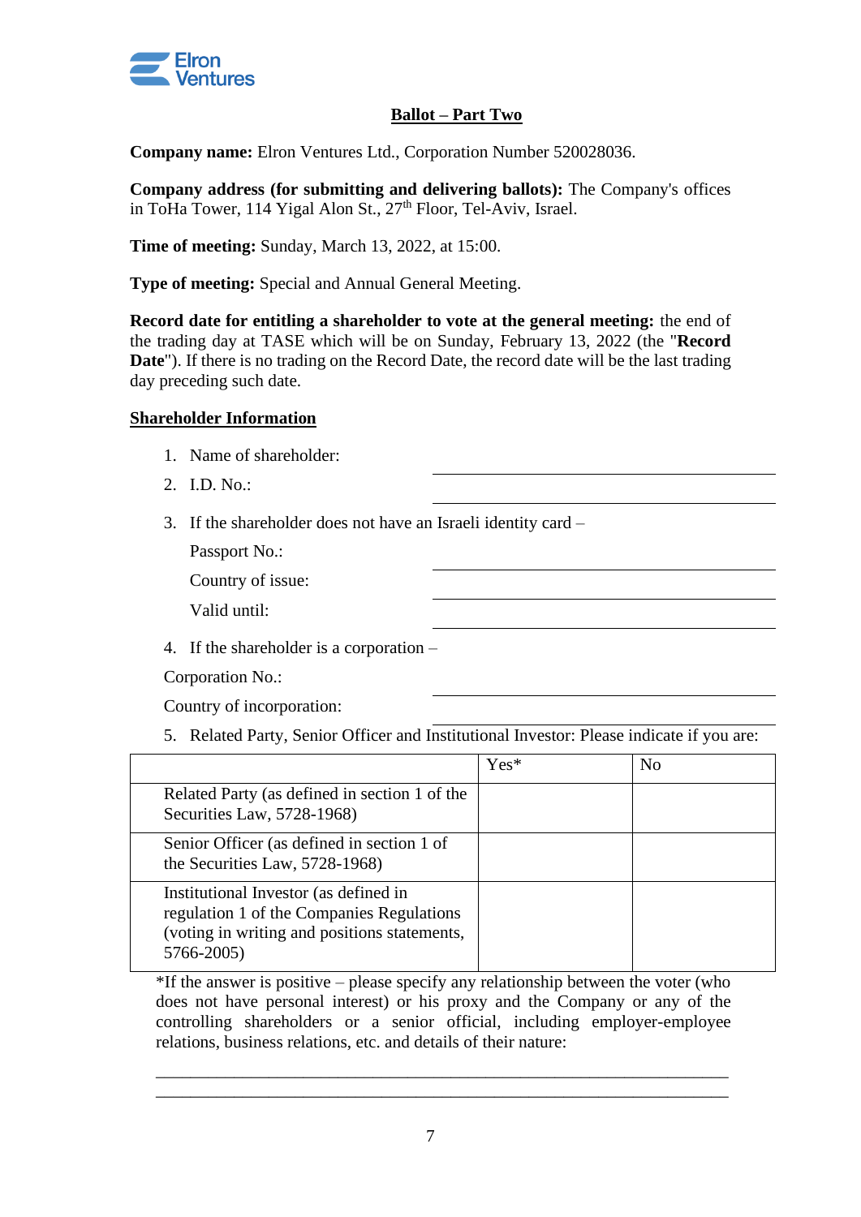Elron Ventures

## Ballot – Part Two

**Company name:** Elron Ventures Ltd., Corporation Number 520028036.

**Company address (for submitting and delivering ballots):** The Company's offices in ToHa Tower, 114 Yigal Alon St., 27th Floor, Tel-Aviv, Israel.

**Time of meeting:** Sunday, March 13, 2022, at 15:00.

**Type of meeting:** Special and Annual General Meeting.

**Record date for entitling a shareholder to vote at the general meeting:** the end of the trading day at TASE which will be on Sunday, February 13, 2022 (the "**Record Date**"). If there is no trading on the Record Date, the record date will be the last trading day preceding such date.

**Shareholder Information**

1. Name of shareholder: ____________________
2. I.D. No.: ____________________
3. If the shareholder does not have an Israeli identity card –

   Passport No.: ____________________

   Country of issue: ____________________

   Valid until: ____________________
4. If the shareholder is a corporation –

   Corporation No.: ____________________

   Country of incorporation: ____________________
5. Related Party, Senior Officer and Institutional Investor: Please indicate if you are:

| | Yes* | No |
|---|---|---|
| Related Party (as defined in section 1 of the Securities Law, 5728-1968) | | |
| Senior Officer (as defined in section 1 of the Securities Law, 5728-1968) | | |
| Institutional Investor (as defined in regulation 1 of the Companies Regulations (voting in writing and positions statements, 5766-2005) | | |

*If the answer is positive – please specify any relationship between the voter (who does not have personal interest) or his proxy and the Company or any of the controlling shareholders or a senior official, including employer-employee relations, business relations, etc. and details of their nature:

______________________________________________________________

______________________________________________________________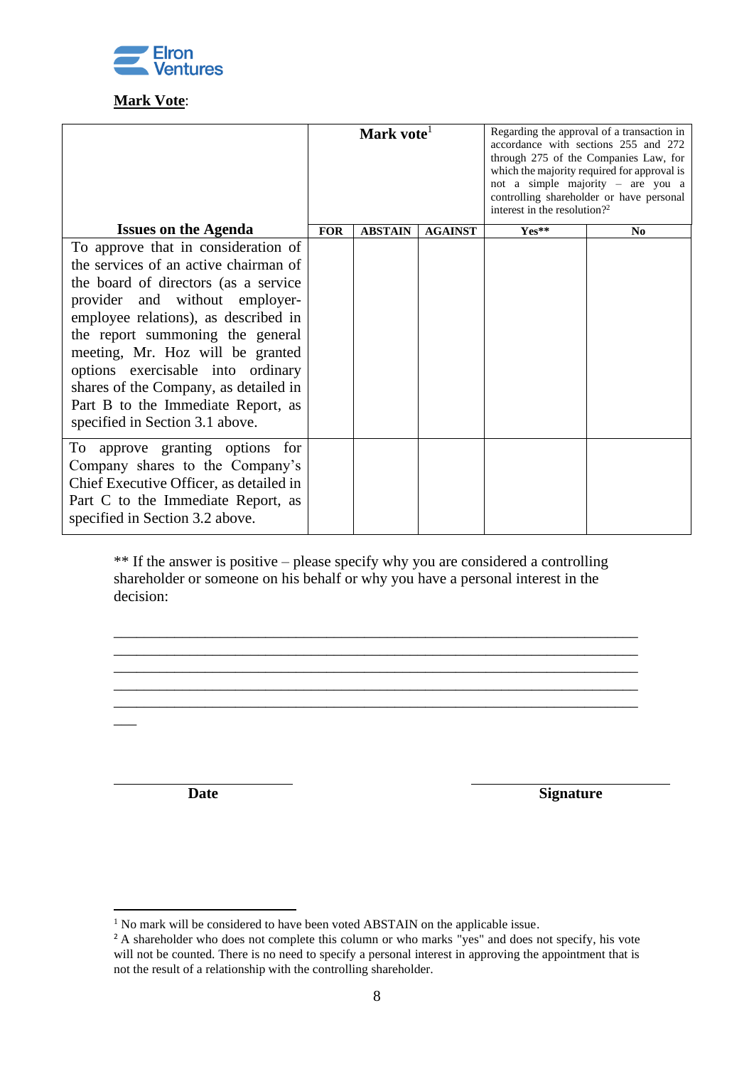**Mark Vote**:

| Issues on the Agenda | Mark vote[1] | | | Regarding the approval of a transaction in accordance with sections 255 and 272 through 275 of the Companies Law, for which the majority required for approval is not a simple majority – are you a controlling shareholder or have personal interest in the resolution?[2] | |
|---|---|---|---|---|---|
| | **FOR** | **ABSTAIN** | **AGAINST** | **Yes**** | **No** |
| To approve that in consideration of the services of an active chairman of the board of directors (as a service provider and without employer-employee relations), as described in the report summoning the general meeting, Mr. Hoz will be granted options exercisable into ordinary shares of the Company, as detailed in Part B to the Immediate Report, as specified in Section 3.1 above. | | | | | |
| To approve granting options for Company shares to the Company's Chief Executive Officer, as detailed in Part C to the Immediate Report, as specified in Section 3.2 above. | | | | | |

** If the answer is positive – please specify why you are considered a controlling shareholder or someone on his behalf or why you have a personal interest in the decision:

______________________________________________________________________
______________________________________________________________________
______________________________________________________________________
______________________________________________________________________
______________________________________________________________________
___

________________________ **Date**

________________________ **Signature**

---

[1] No mark will be considered to have been voted ABSTAIN on the applicable issue.

[2] A shareholder who does not complete this column or who marks "yes" and does not specify, his vote will not be counted. There is no need to specify a personal interest in approving the appointment that is not the result of a relationship with the controlling shareholder.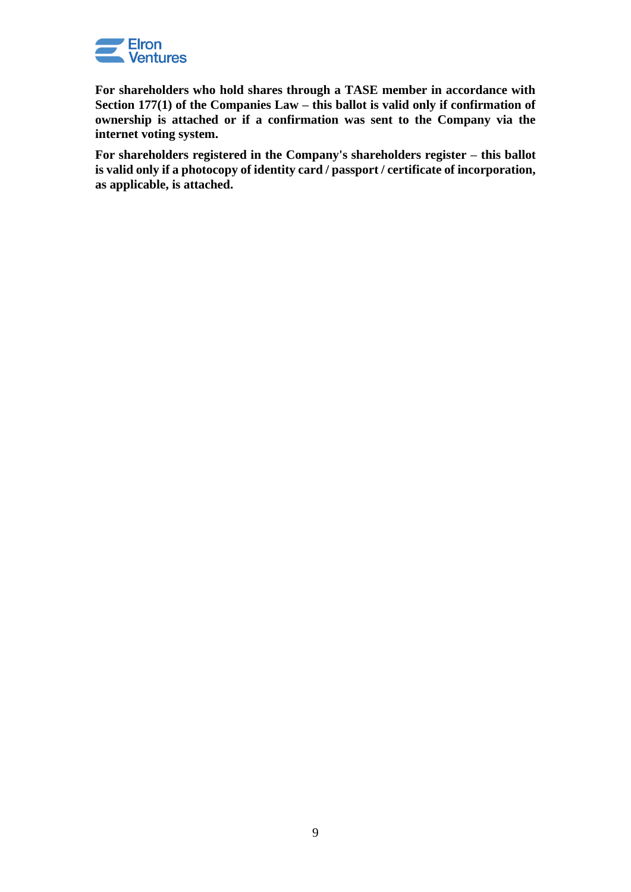**For shareholders who hold shares through a TASE member in accordance with Section 177(1) of the Companies Law – this ballot is valid only if confirmation of ownership is attached or if a confirmation was sent to the Company via the internet voting system.**

**For shareholders registered in the Company's shareholders register – this ballot is valid only if a photocopy of identity card / passport / certificate of incorporation, as applicable, is attached.**